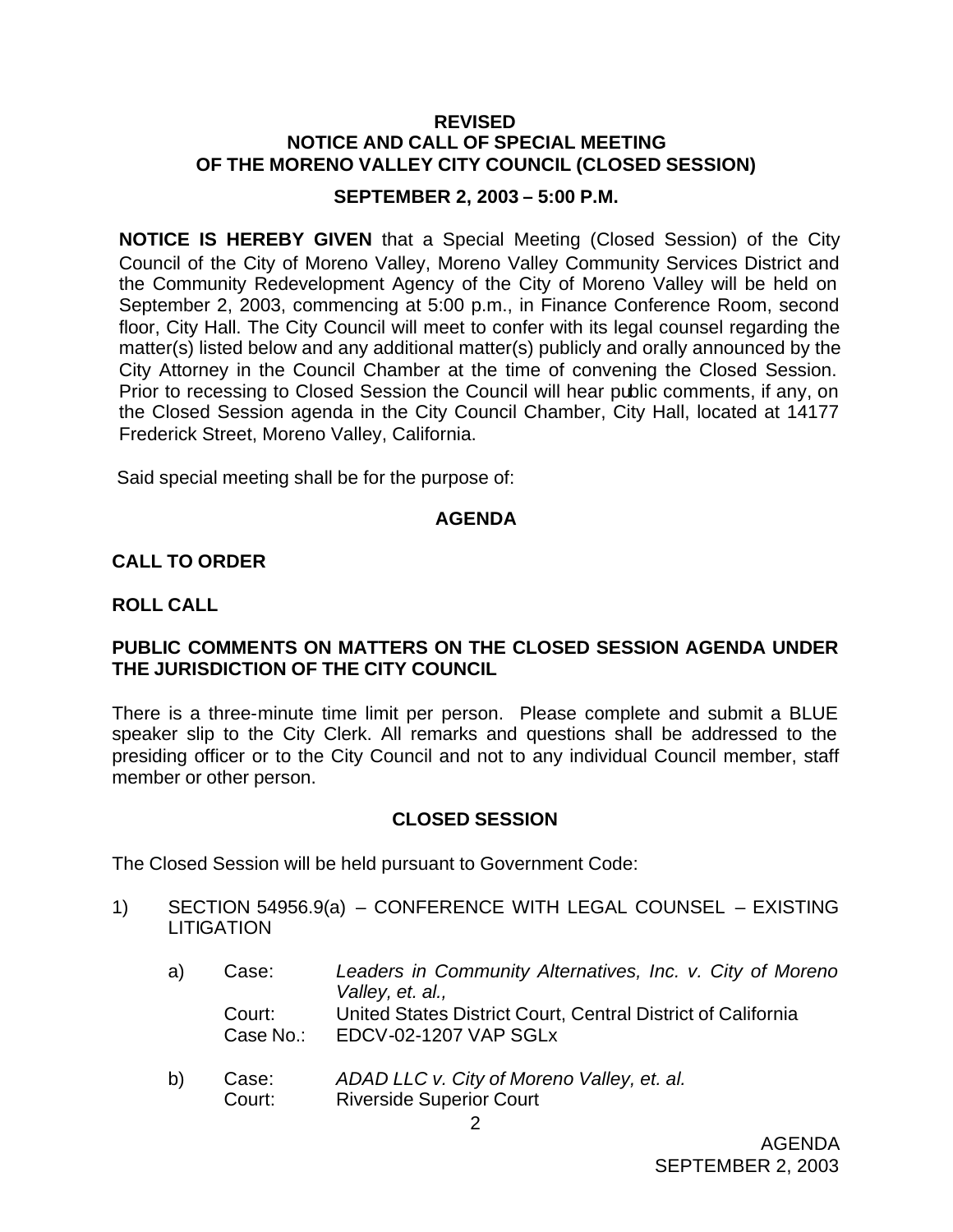**REVISED**
**NOTICE AND CALL OF SPECIAL MEETING**
**OF THE MORENO VALLEY CITY COUNCIL (CLOSED SESSION)**

**SEPTEMBER 2, 2003 – 5:00 P.M.**

**NOTICE IS HEREBY GIVEN** that a Special Meeting (Closed Session) of the City Council of the City of Moreno Valley, Moreno Valley Community Services District and the Community Redevelopment Agency of the City of Moreno Valley will be held on September 2, 2003, commencing at 5:00 p.m., in Finance Conference Room, second floor, City Hall. The City Council will meet to confer with its legal counsel regarding the matter(s) listed below and any additional matter(s) publicly and orally announced by the City Attorney in the Council Chamber at the time of convening the Closed Session. Prior to recessing to Closed Session the Council will hear public comments, if any, on the Closed Session agenda in the City Council Chamber, City Hall, located at 14177 Frederick Street, Moreno Valley, California.

Said special meeting shall be for the purpose of:

**AGENDA**

**CALL TO ORDER**

**ROLL CALL**

**PUBLIC COMMENTS ON MATTERS ON THE CLOSED SESSION AGENDA UNDER THE JURISDICTION OF THE CITY COUNCIL**

There is a three-minute time limit per person. Please complete and submit a BLUE speaker slip to the City Clerk. All remarks and questions shall be addressed to the presiding officer or to the City Council and not to any individual Council member, staff member or other person.

**CLOSED SESSION**

The Closed Session will be held pursuant to Government Code:

1) SECTION 54956.9(a) – CONFERENCE WITH LEGAL COUNSEL – EXISTING LITIGATION

   a) Case: *Leaders in Community Alternatives, Inc. v. City of Moreno Valley, et. al.,*
      Court: United States District Court, Central District of California
      Case No.: EDCV-02-1207 VAP SGLx

   b) Case: *ADAD LLC v. City of Moreno Valley, et. al.*
      Court: Riverside Superior Court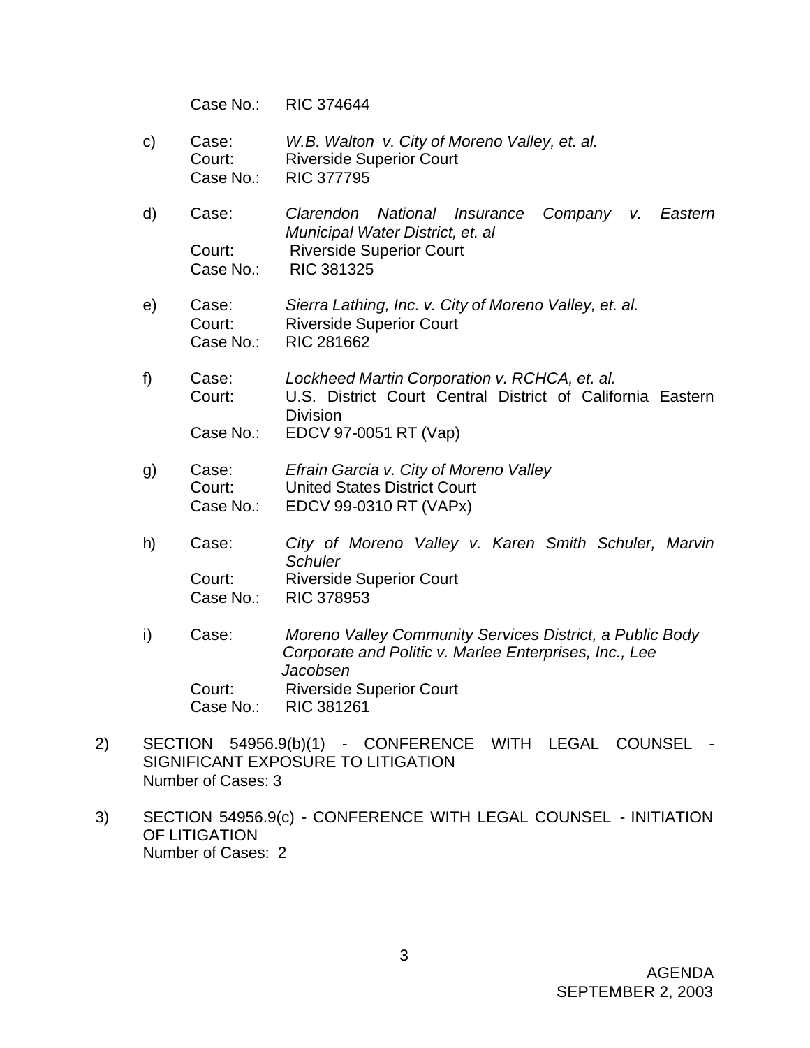Case No.: RIC 374644

c) Case: *W.B. Walton v. City of Moreno Valley, et. al.*
   Court: Riverside Superior Court
   Case No.: RIC 377795

d) Case: *Clarendon National Insurance Company v. Eastern Municipal Water District, et. al*
   Court: Riverside Superior Court
   Case No.: RIC 381325

e) Case: *Sierra Lathing, Inc. v. City of Moreno Valley, et. al.*
   Court: Riverside Superior Court
   Case No.: RIC 281662

f) Case: *Lockheed Martin Corporation v. RCHCA, et. al.*
   Court: U.S. District Court Central District of California Eastern Division
   Case No.: EDCV 97-0051 RT (Vap)

g) Case: *Efrain Garcia v. City of Moreno Valley*
   Court: United States District Court
   Case No.: EDCV 99-0310 RT (VAPx)

h) Case: *City of Moreno Valley v. Karen Smith Schuler, Marvin Schuler*
   Court: Riverside Superior Court
   Case No.: RIC 378953

i) Case: *Moreno Valley Community Services District, a Public Body Corporate and Politic v. Marlee Enterprises, Inc., Lee Jacobsen*
   Court: Riverside Superior Court
   Case No.: RIC 381261

2) SECTION 54956.9(b)(1) - CONFERENCE WITH LEGAL COUNSEL - SIGNIFICANT EXPOSURE TO LITIGATION
   Number of Cases: 3

3) SECTION 54956.9(c) - CONFERENCE WITH LEGAL COUNSEL - INITIATION OF LITIGATION
   Number of Cases: 2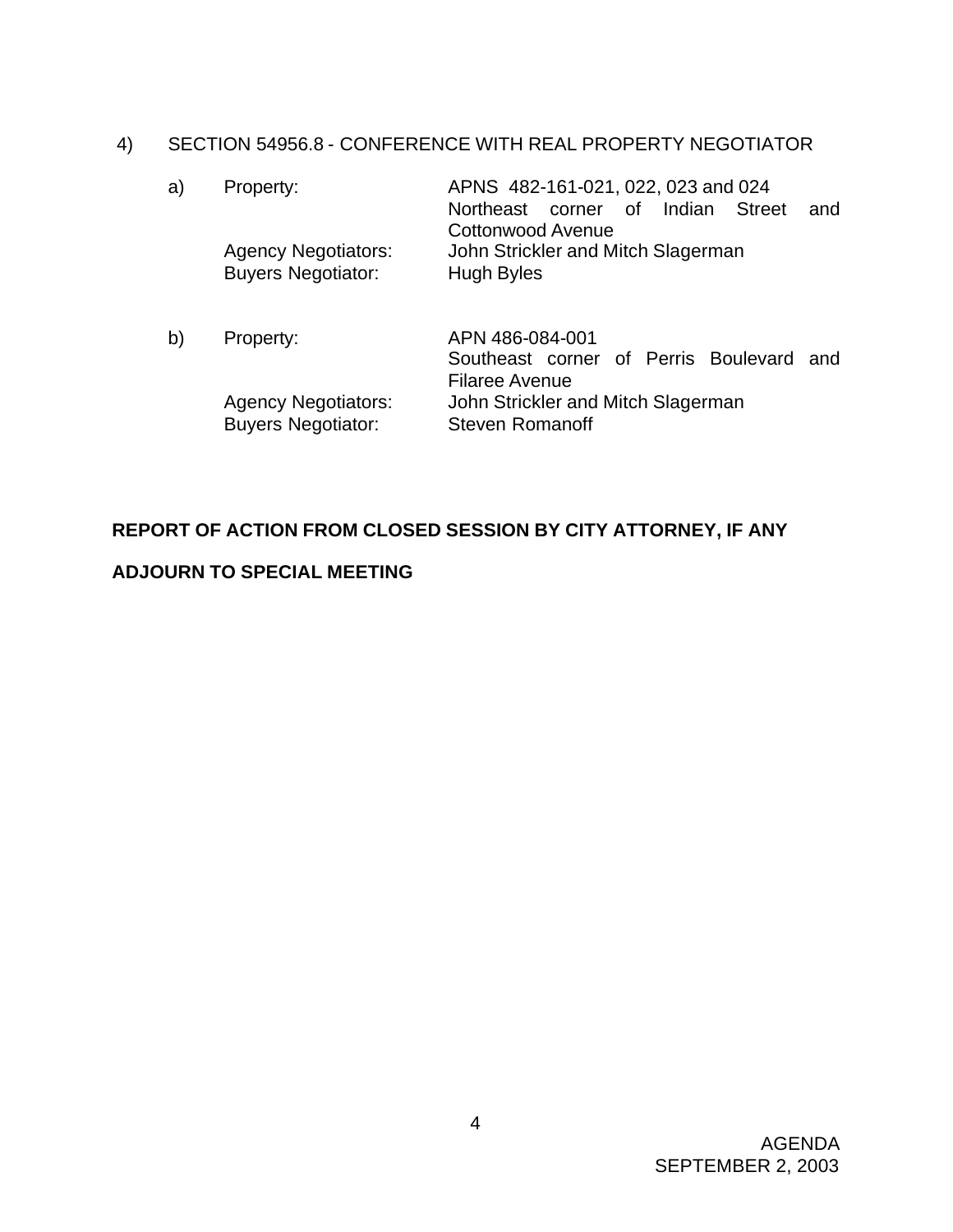4) SECTION 54956.8 - CONFERENCE WITH REAL PROPERTY NEGOTIATOR

a) Property: APNS 482-161-021, 022, 023 and 024
Northeast corner of Indian Street and Cottonwood Avenue
Agency Negotiators: John Strickler and Mitch Slagerman
Buyers Negotiator: Hugh Byles

b) Property: APN 486-084-001
Southeast corner of Perris Boulevard and Filaree Avenue
Agency Negotiators: John Strickler and Mitch Slagerman
Buyers Negotiator: Steven Romanoff

**REPORT OF ACTION FROM CLOSED SESSION BY CITY ATTORNEY, IF ANY**

**ADJOURN TO SPECIAL MEETING**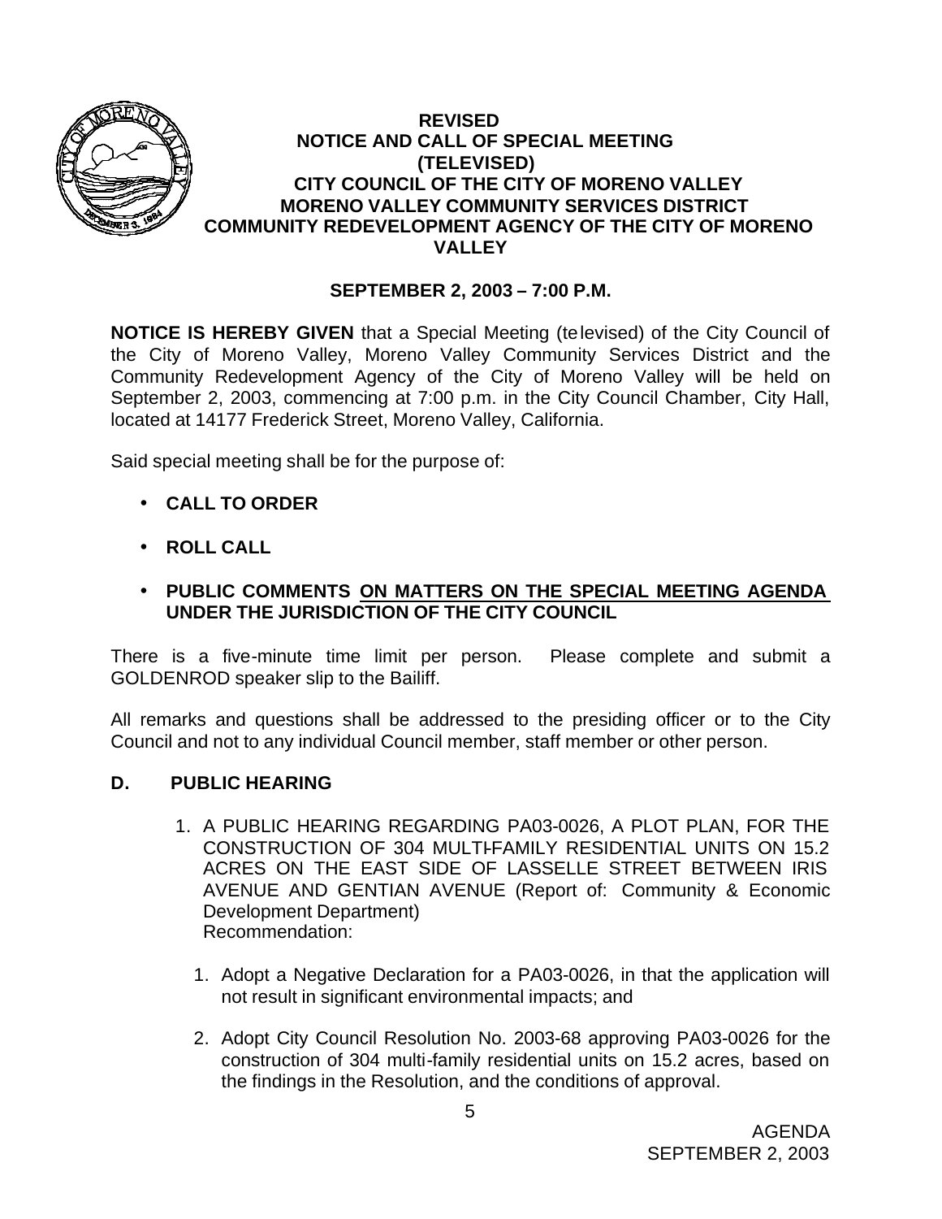**REVISED**
**NOTICE AND CALL OF SPECIAL MEETING**
**(TELEVISED)**
**CITY COUNCIL OF THE CITY OF MORENO VALLEY**
**MORENO VALLEY COMMUNITY SERVICES DISTRICT**
**COMMUNITY REDEVELOPMENT AGENCY OF THE CITY OF MORENO VALLEY**

**SEPTEMBER 2, 2003 – 7:00 P.M.**

**NOTICE IS HEREBY GIVEN** that a Special Meeting (televised) of the City Council of the City of Moreno Valley, Moreno Valley Community Services District and the Community Redevelopment Agency of the City of Moreno Valley will be held on September 2, 2003, commencing at 7:00 p.m. in the City Council Chamber, City Hall, located at 14177 Frederick Street, Moreno Valley, California.

Said special meeting shall be for the purpose of:

- **CALL TO ORDER**
- **ROLL CALL**
- **PUBLIC COMMENTS <u>ON MATTERS ON THE SPECIAL MEETING AGENDA</u> UNDER THE JURISDICTION OF THE CITY COUNCIL**

There is a five-minute time limit per person. Please complete and submit a GOLDENROD speaker slip to the Bailiff.

All remarks and questions shall be addressed to the presiding officer or to the City Council and not to any individual Council member, staff member or other person.

## D. PUBLIC HEARING

1. A PUBLIC HEARING REGARDING PA03-0026, A PLOT PLAN, FOR THE CONSTRUCTION OF 304 MULTI-FAMILY RESIDENTIAL UNITS ON 15.2 ACRES ON THE EAST SIDE OF LASSELLE STREET BETWEEN IRIS AVENUE AND GENTIAN AVENUE (Report of: Community & Economic Development Department)
   Recommendation:

   1. Adopt a Negative Declaration for a PA03-0026, in that the application will not result in significant environmental impacts; and
   2. Adopt City Council Resolution No. 2003-68 approving PA03-0026 for the construction of 304 multi-family residential units on 15.2 acres, based on the findings in the Resolution, and the conditions of approval.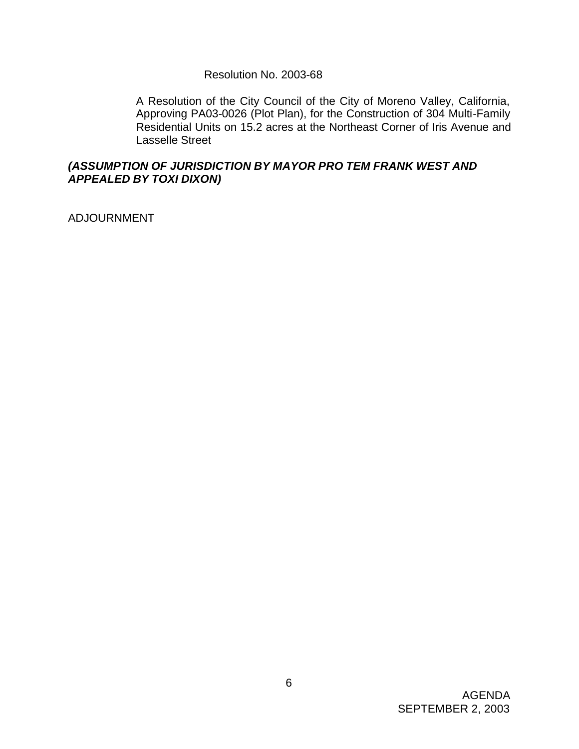Resolution No. 2003-68

A Resolution of the City Council of the City of Moreno Valley, California, Approving PA03-0026 (Plot Plan), for the Construction of 304 Multi-Family Residential Units on 15.2 acres at the Northeast Corner of Iris Avenue and Lasselle Street

***(ASSUMPTION OF JURISDICTION BY MAYOR PRO TEM FRANK WEST AND APPEALED BY TOXI DIXON)***

ADJOURNMENT